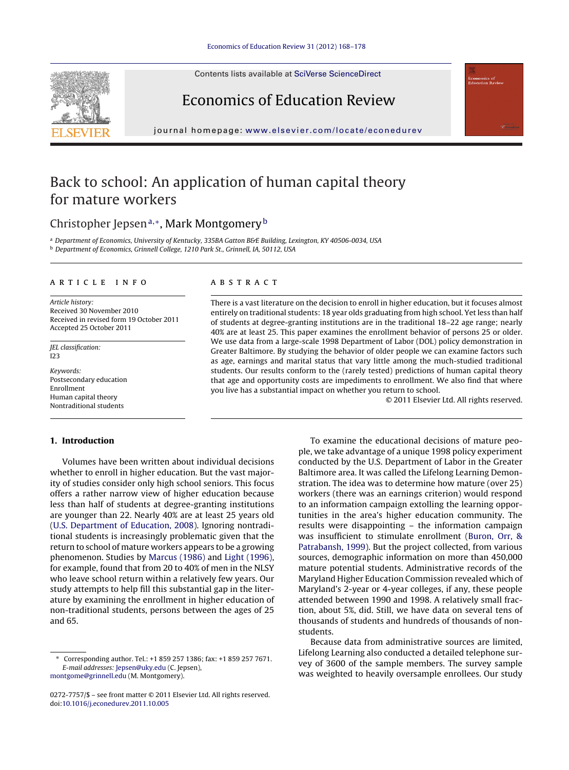# Back to school: An application of human capital theory for mature workers

Christopher Jepsen[a,*], Mark Montgomery[b]

[a] Department of Economics, University of Kentucky, 335BA Gatton B&E Building, Lexington, KY 40506-0034, USA

[b] Department of Economics, Grinnell College, 1210 Park St., Grinnell, IA, 50112, USA

**ARTICLE INFO**

*Article history:*
Received 30 November 2010
Received in revised form 19 October 2011
Accepted 25 October 2011

*JEL classification:*
I23

*Keywords:*
Postsecondary education
Enrollment
Human capital theory
Nontraditional students

**ABSTRACT**

There is a vast literature on the decision to enroll in higher education, but it focuses almost entirely on traditional students: 18 year olds graduating from high school. Yet less than half of students at degree-granting institutions are in the traditional 18–22 age range; nearly 40% are at least 25. This paper examines the enrollment behavior of persons 25 or older. We use data from a large-scale 1998 Department of Labor (DOL) policy demonstration in Greater Baltimore. By studying the behavior of older people we can examine factors such as age, earnings and marital status that vary little among the much-studied traditional students. Our results conform to the (rarely tested) predictions of human capital theory that age and opportunity costs are impediments to enrollment. We also find that where you live has a substantial impact on whether you return to school.

© 2011 Elsevier Ltd. All rights reserved.

## 1. Introduction

Volumes have been written about individual decisions whether to enroll in higher education. But the vast majority of studies consider only high school seniors. This focus offers a rather narrow view of higher education because less than half of students at degree-granting institutions are younger than 22. Nearly 40% are at least 25 years old (U.S. Department of Education, 2008). Ignoring nontraditional students is increasingly problematic given that the return to school of mature workers appears to be a growing phenomenon. Studies by Marcus (1986) and Light (1996), for example, found that from 20 to 40% of men in the NLSY who leave school return within a relatively few years. Our study attempts to help fill this substantial gap in the literature by examining the enrollment in higher education of non-traditional students, persons between the ages of 25 and 65.

To examine the educational decisions of mature people, we take advantage of a unique 1998 policy experiment conducted by the U.S. Department of Labor in the Greater Baltimore area. It was called the Lifelong Learning Demonstration. The idea was to determine how mature (over 25) workers (there was an earnings criterion) would respond to an information campaign extolling the learning opportunities in the area's higher education community. The results were disappointing – the information campaign was insufficient to stimulate enrollment (Buron, Orr, & Patrabansh, 1999). But the project collected, from various sources, demographic information on more than 450,000 mature potential students. Administrative records of the Maryland Higher Education Commission revealed which of Maryland's 2-year or 4-year colleges, if any, these people attended between 1990 and 1998. A relatively small fraction, about 5%, did. Still, we have data on several tens of thousands of students and hundreds of thousands of non-students.

Because data from administrative sources are limited, Lifelong Learning also conducted a detailed telephone survey of 3600 of the sample members. The survey sample was weighted to heavily oversample enrollees. Our study

---

\* Corresponding author. Tel.: +1 859 257 1386; fax: +1 859 257 7671.
*E-mail addresses:* Jepsen@uky.edu (C. Jepsen), montgome@grinnell.edu (M. Montgomery).

0272-7757/$ – see front matter © 2011 Elsevier Ltd. All rights reserved.
doi:10.1016/j.econedurev.2011.10.005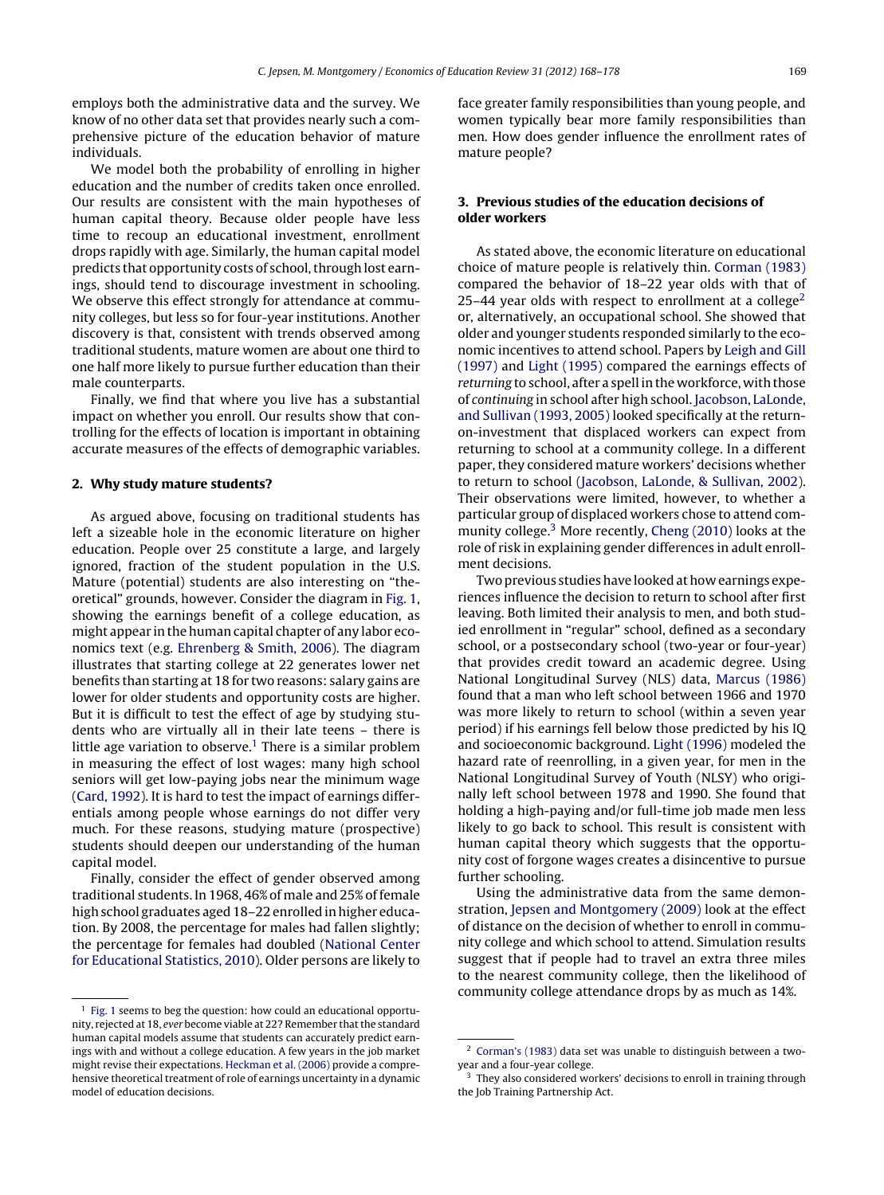employs both the administrative data and the survey. We know of no other data set that provides nearly such a comprehensive picture of the education behavior of mature individuals.

We model both the probability of enrolling in higher education and the number of credits taken once enrolled. Our results are consistent with the main hypotheses of human capital theory. Because older people have less time to recoup an educational investment, enrollment drops rapidly with age. Similarly, the human capital model predicts that opportunity costs of school, through lost earnings, should tend to discourage investment in schooling. We observe this effect strongly for attendance at community colleges, but less so for four-year institutions. Another discovery is that, consistent with trends observed among traditional students, mature women are about one third to one half more likely to pursue further education than their male counterparts.

Finally, we find that where you live has a substantial impact on whether you enroll. Our results show that controlling for the effects of location is important in obtaining accurate measures of the effects of demographic variables.

## 2. Why study mature students?

As argued above, focusing on traditional students has left a sizeable hole in the economic literature on higher education. People over 25 constitute a large, and largely ignored, fraction of the student population in the U.S. Mature (potential) students are also interesting on "theoretical" grounds, however. Consider the diagram in Fig. 1, showing the earnings benefit of a college education, as might appear in the human capital chapter of any labor economics text (e.g. Ehrenberg & Smith, 2006). The diagram illustrates that starting college at 22 generates lower net benefits than starting at 18 for two reasons: salary gains are lower for older students and opportunity costs are higher. But it is difficult to test the effect of age by studying students who are virtually all in their late teens – there is little age variation to observe.[1] There is a similar problem in measuring the effect of lost wages: many high school seniors will get low-paying jobs near the minimum wage (Card, 1992). It is hard to test the impact of earnings differentials among people whose earnings do not differ very much. For these reasons, studying mature (prospective) students should deepen our understanding of the human capital model.

Finally, consider the effect of gender observed among traditional students. In 1968, 46% of male and 25% of female high school graduates aged 18–22 enrolled in higher education. By 2008, the percentage for males had fallen slightly; the percentage for females had doubled (National Center for Educational Statistics, 2010). Older persons are likely to face greater family responsibilities than young people, and women typically bear more family responsibilities than men. How does gender influence the enrollment rates of mature people?

## 3. Previous studies of the education decisions of older workers

As stated above, the economic literature on educational choice of mature people is relatively thin. Corman (1983) compared the behavior of 18–22 year olds with that of 25–44 year olds with respect to enrollment at a college[2] or, alternatively, an occupational school. She showed that older and younger students responded similarly to the economic incentives to attend school. Papers by Leigh and Gill (1997) and Light (1995) compared the earnings effects of *returning* to school, after a spell in the workforce, with those of *continuing* in school after high school. Jacobson, LaLonde, and Sullivan (1993, 2005) looked specifically at the return-on-investment that displaced workers can expect from returning to school at a community college. In a different paper, they considered mature workers' decisions whether to return to school (Jacobson, LaLonde, & Sullivan, 2002). Their observations were limited, however, to whether a particular group of displaced workers chose to attend community college.[3] More recently, Cheng (2010) looks at the role of risk in explaining gender differences in adult enrollment decisions.

Two previous studies have looked at how earnings experiences influence the decision to return to school after first leaving. Both limited their analysis to men, and both studied enrollment in "regular" school, defined as a secondary school, or a postsecondary school (two-year or four-year) that provides credit toward an academic degree. Using National Longitudinal Survey (NLS) data, Marcus (1986) found that a man who left school between 1966 and 1970 was more likely to return to school (within a seven year period) if his earnings fell below those predicted by his IQ and socioeconomic background. Light (1996) modeled the hazard rate of reenrolling, in a given year, for men in the National Longitudinal Survey of Youth (NLSY) who originally left school between 1978 and 1990. She found that holding a high-paying and/or full-time job made men less likely to go back to school. This result is consistent with human capital theory which suggests that the opportunity cost of forgone wages creates a disincentive to pursue further schooling.

Using the administrative data from the same demonstration, Jepsen and Montgomery (2009) look at the effect of distance on the decision of whether to enroll in community college and which school to attend. Simulation results suggest that if people had to travel an extra three miles to the nearest community college, then the likelihood of community college attendance drops by as much as 14%.

---

[1] Fig. 1 seems to beg the question: how could an educational opportunity, rejected at 18, *ever* become viable at 22? Remember that the standard human capital models assume that students can accurately predict earnings with and without a college education. A few years in the job market might revise their expectations. Heckman et al. (2006) provide a comprehensive theoretical treatment of role of earnings uncertainty in a dynamic model of education decisions.

[2] Corman's (1983) data set was unable to distinguish between a two-year and a four-year college.

[3] They also considered workers' decisions to enroll in training through the Job Training Partnership Act.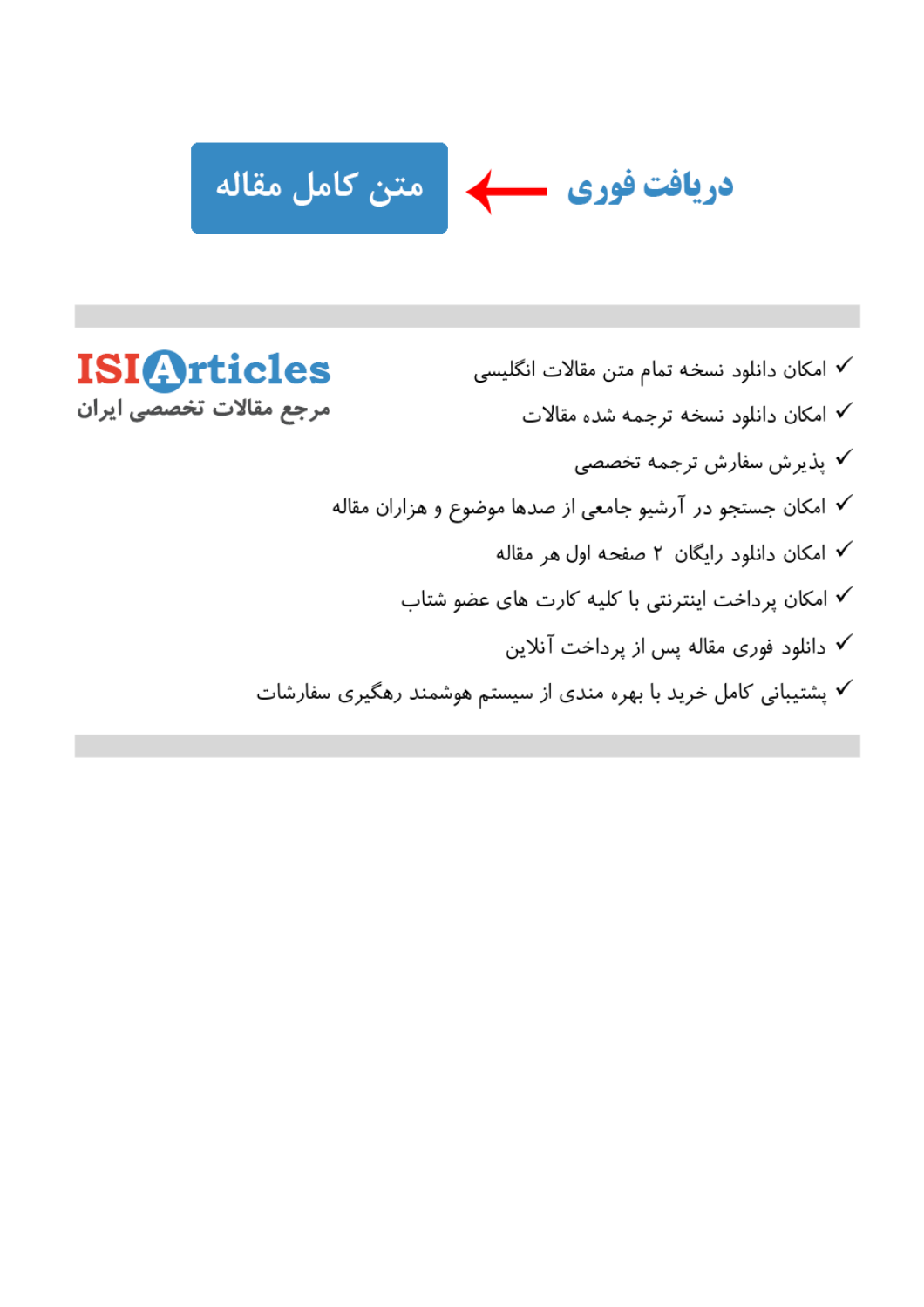دریافت فوری ← متن کامل مقاله

**ISIArticles**
مرجع مقالات تخصصی ایران

- ✓ امکان دانلود نسخه تمام متن مقالات انگلیسی
- ✓ امکان دانلود نسخه ترجمه شده مقالات
- ✓ پذیرش سفارش ترجمه تخصصی
- ✓ امکان جستجو در آرشیو جامعی از صدها موضوع و هزاران مقاله
- ✓ امکان دانلود رایگان ۲ صفحه اول هر مقاله
- ✓ امکان پرداخت اینترنتی با کلیه کارت های عضو شتاب
- ✓ دانلود فوری مقاله پس از پرداخت آنلاین
- ✓ پشتیبانی کامل خرید با بهره مندی از سیستم هوشمند رهگیری سفارشات